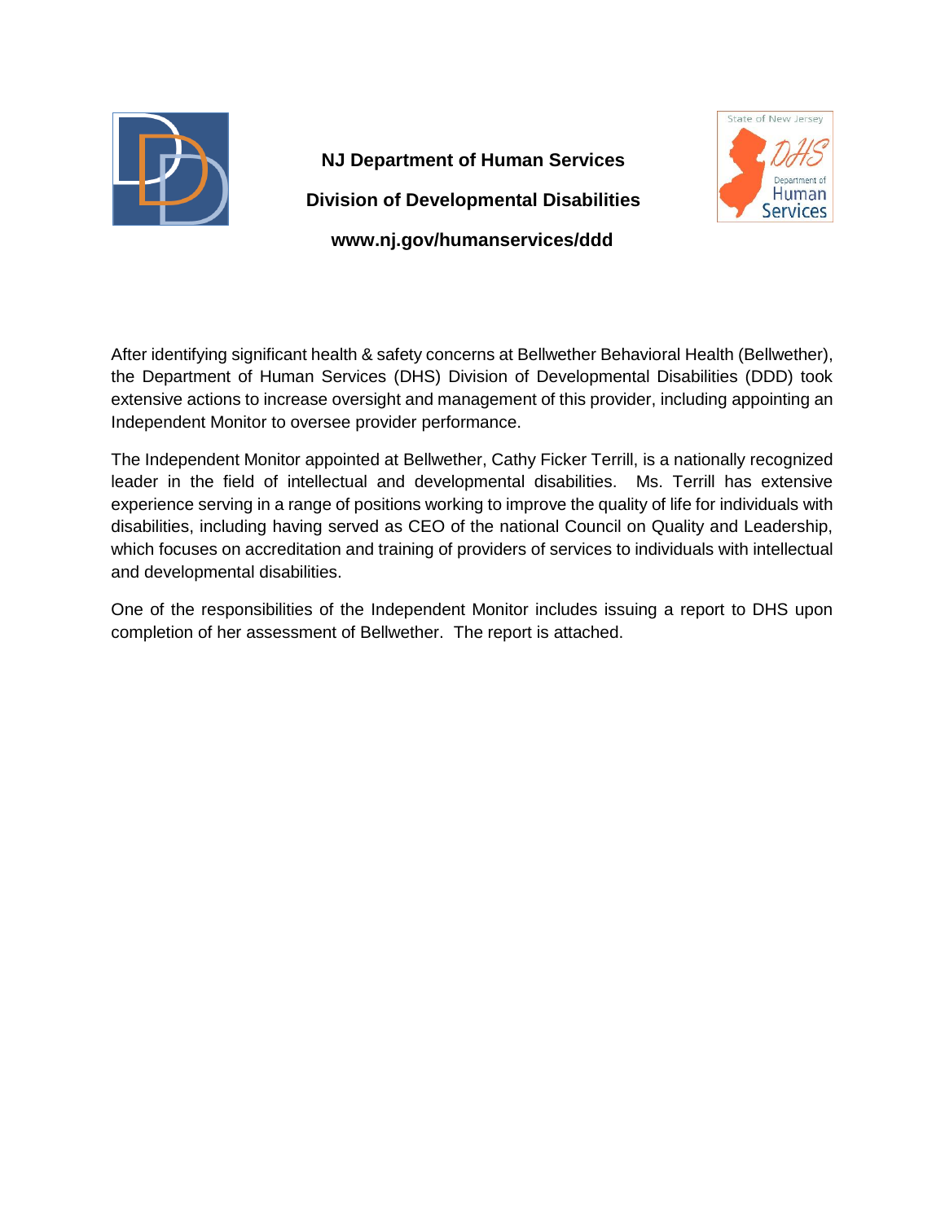**NJ Department of Human Services**

**Division of Developmental Disabilities**

**www.nj.gov/humanservices/ddd**

After identifying significant health & safety concerns at Bellwether Behavioral Health (Bellwether), the Department of Human Services (DHS) Division of Developmental Disabilities (DDD) took extensive actions to increase oversight and management of this provider, including appointing an Independent Monitor to oversee provider performance.

The Independent Monitor appointed at Bellwether, Cathy Ficker Terrill, is a nationally recognized leader in the field of intellectual and developmental disabilities. Ms. Terrill has extensive experience serving in a range of positions working to improve the quality of life for individuals with disabilities, including having served as CEO of the national Council on Quality and Leadership, which focuses on accreditation and training of providers of services to individuals with intellectual and developmental disabilities.

One of the responsibilities of the Independent Monitor includes issuing a report to DHS upon completion of her assessment of Bellwether. The report is attached.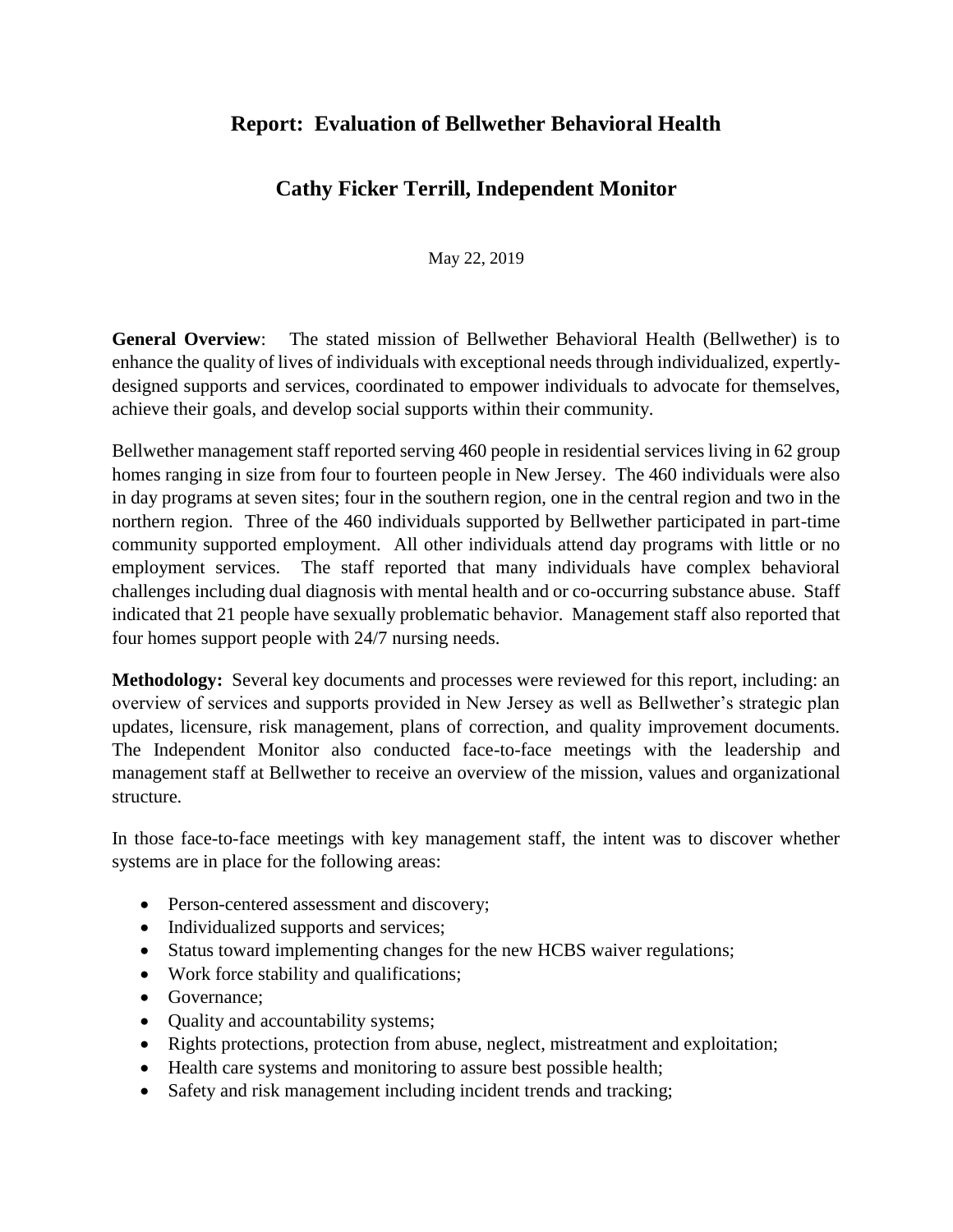# Report: Evaluation of Bellwether Behavioral Health

## Cathy Ficker Terrill, Independent Monitor

May 22, 2019

**General Overview**: The stated mission of Bellwether Behavioral Health (Bellwether) is to enhance the quality of lives of individuals with exceptional needs through individualized, expertly-designed supports and services, coordinated to empower individuals to advocate for themselves, achieve their goals, and develop social supports within their community.

Bellwether management staff reported serving 460 people in residential services living in 62 group homes ranging in size from four to fourteen people in New Jersey. The 460 individuals were also in day programs at seven sites; four in the southern region, one in the central region and two in the northern region. Three of the 460 individuals supported by Bellwether participated in part-time community supported employment. All other individuals attend day programs with little or no employment services. The staff reported that many individuals have complex behavioral challenges including dual diagnosis with mental health and or co-occurring substance abuse. Staff indicated that 21 people have sexually problematic behavior. Management staff also reported that four homes support people with 24/7 nursing needs.

**Methodology:** Several key documents and processes were reviewed for this report, including: an overview of services and supports provided in New Jersey as well as Bellwether's strategic plan updates, licensure, risk management, plans of correction, and quality improvement documents. The Independent Monitor also conducted face-to-face meetings with the leadership and management staff at Bellwether to receive an overview of the mission, values and organizational structure.

In those face-to-face meetings with key management staff, the intent was to discover whether systems are in place for the following areas:

- Person-centered assessment and discovery;
- Individualized supports and services;
- Status toward implementing changes for the new HCBS waiver regulations;
- Work force stability and qualifications;
- Governance;
- Quality and accountability systems;
- Rights protections, protection from abuse, neglect, mistreatment and exploitation;
- Health care systems and monitoring to assure best possible health;
- Safety and risk management including incident trends and tracking;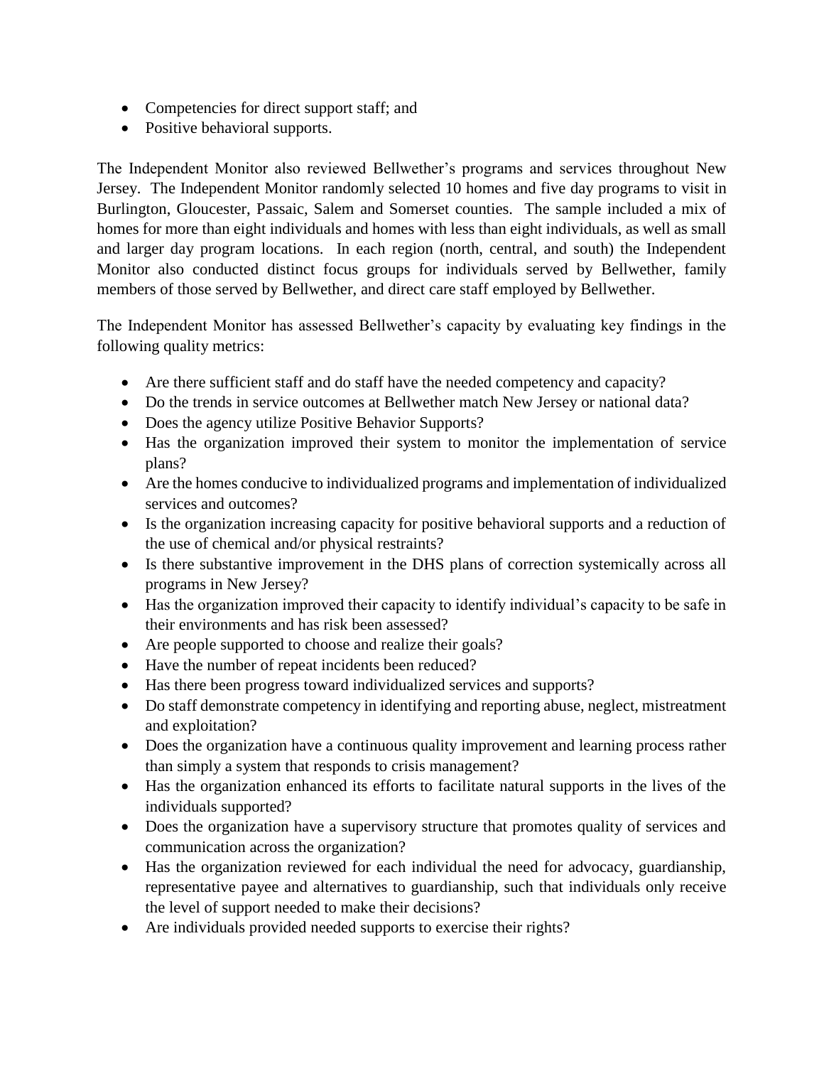- Competencies for direct support staff; and
- Positive behavioral supports.

The Independent Monitor also reviewed Bellwether's programs and services throughout New Jersey. The Independent Monitor randomly selected 10 homes and five day programs to visit in Burlington, Gloucester, Passaic, Salem and Somerset counties. The sample included a mix of homes for more than eight individuals and homes with less than eight individuals, as well as small and larger day program locations. In each region (north, central, and south) the Independent Monitor also conducted distinct focus groups for individuals served by Bellwether, family members of those served by Bellwether, and direct care staff employed by Bellwether.

The Independent Monitor has assessed Bellwether's capacity by evaluating key findings in the following quality metrics:

- Are there sufficient staff and do staff have the needed competency and capacity?
- Do the trends in service outcomes at Bellwether match New Jersey or national data?
- Does the agency utilize Positive Behavior Supports?
- Has the organization improved their system to monitor the implementation of service plans?
- Are the homes conducive to individualized programs and implementation of individualized services and outcomes?
- Is the organization increasing capacity for positive behavioral supports and a reduction of the use of chemical and/or physical restraints?
- Is there substantive improvement in the DHS plans of correction systemically across all programs in New Jersey?
- Has the organization improved their capacity to identify individual's capacity to be safe in their environments and has risk been assessed?
- Are people supported to choose and realize their goals?
- Have the number of repeat incidents been reduced?
- Has there been progress toward individualized services and supports?
- Do staff demonstrate competency in identifying and reporting abuse, neglect, mistreatment and exploitation?
- Does the organization have a continuous quality improvement and learning process rather than simply a system that responds to crisis management?
- Has the organization enhanced its efforts to facilitate natural supports in the lives of the individuals supported?
- Does the organization have a supervisory structure that promotes quality of services and communication across the organization?
- Has the organization reviewed for each individual the need for advocacy, guardianship, representative payee and alternatives to guardianship, such that individuals only receive the level of support needed to make their decisions?
- Are individuals provided needed supports to exercise their rights?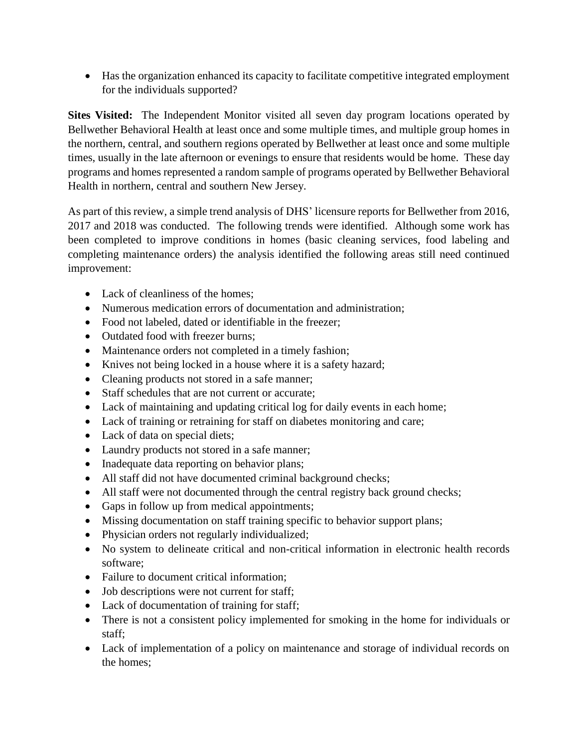- Has the organization enhanced its capacity to facilitate competitive integrated employment for the individuals supported?

**Sites Visited:** The Independent Monitor visited all seven day program locations operated by Bellwether Behavioral Health at least once and some multiple times, and multiple group homes in the northern, central, and southern regions operated by Bellwether at least once and some multiple times, usually in the late afternoon or evenings to ensure that residents would be home. These day programs and homes represented a random sample of programs operated by Bellwether Behavioral Health in northern, central and southern New Jersey.

As part of this review, a simple trend analysis of DHS' licensure reports for Bellwether from 2016, 2017 and 2018 was conducted. The following trends were identified. Although some work has been completed to improve conditions in homes (basic cleaning services, food labeling and completing maintenance orders) the analysis identified the following areas still need continued improvement:

- Lack of cleanliness of the homes;
- Numerous medication errors of documentation and administration;
- Food not labeled, dated or identifiable in the freezer;
- Outdated food with freezer burns;
- Maintenance orders not completed in a timely fashion;
- Knives not being locked in a house where it is a safety hazard;
- Cleaning products not stored in a safe manner;
- Staff schedules that are not current or accurate;
- Lack of maintaining and updating critical log for daily events in each home;
- Lack of training or retraining for staff on diabetes monitoring and care;
- Lack of data on special diets;
- Laundry products not stored in a safe manner;
- Inadequate data reporting on behavior plans;
- All staff did not have documented criminal background checks;
- All staff were not documented through the central registry back ground checks;
- Gaps in follow up from medical appointments;
- Missing documentation on staff training specific to behavior support plans;
- Physician orders not regularly individualized;
- No system to delineate critical and non-critical information in electronic health records software;
- Failure to document critical information;
- Job descriptions were not current for staff;
- Lack of documentation of training for staff;
- There is not a consistent policy implemented for smoking in the home for individuals or staff;
- Lack of implementation of a policy on maintenance and storage of individual records on the homes;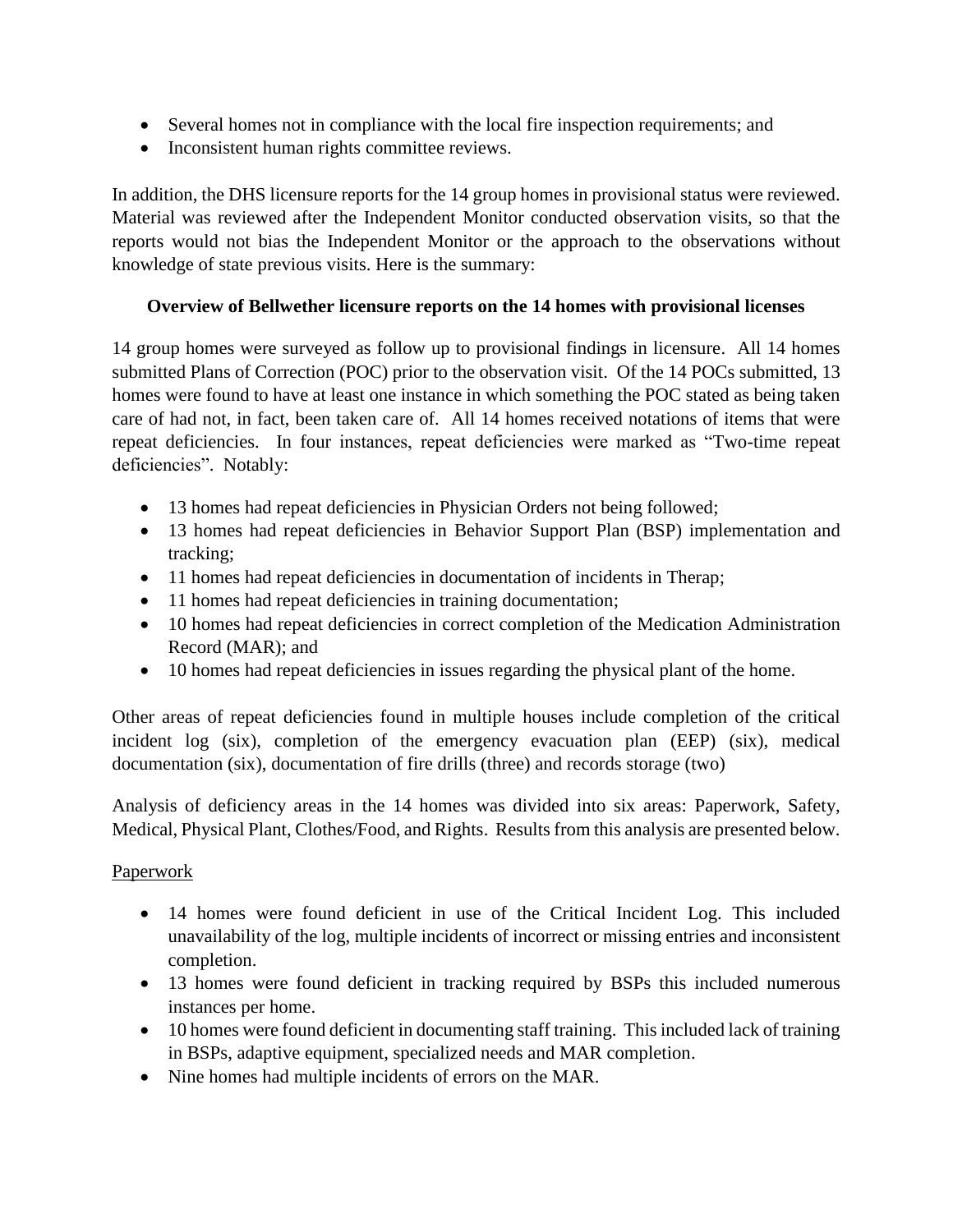- Several homes not in compliance with the local fire inspection requirements; and
- Inconsistent human rights committee reviews.

In addition, the DHS licensure reports for the 14 group homes in provisional status were reviewed. Material was reviewed after the Independent Monitor conducted observation visits, so that the reports would not bias the Independent Monitor or the approach to the observations without knowledge of state previous visits. Here is the summary:

**Overview of Bellwether licensure reports on the 14 homes with provisional licenses**

14 group homes were surveyed as follow up to provisional findings in licensure. All 14 homes submitted Plans of Correction (POC) prior to the observation visit. Of the 14 POCs submitted, 13 homes were found to have at least one instance in which something the POC stated as being taken care of had not, in fact, been taken care of. All 14 homes received notations of items that were repeat deficiencies. In four instances, repeat deficiencies were marked as "Two-time repeat deficiencies". Notably:

- 13 homes had repeat deficiencies in Physician Orders not being followed;
- 13 homes had repeat deficiencies in Behavior Support Plan (BSP) implementation and tracking;
- 11 homes had repeat deficiencies in documentation of incidents in Therap;
- 11 homes had repeat deficiencies in training documentation;
- 10 homes had repeat deficiencies in correct completion of the Medication Administration Record (MAR); and
- 10 homes had repeat deficiencies in issues regarding the physical plant of the home.

Other areas of repeat deficiencies found in multiple houses include completion of the critical incident log (six), completion of the emergency evacuation plan (EEP) (six), medical documentation (six), documentation of fire drills (three) and records storage (two)

Analysis of deficiency areas in the 14 homes was divided into six areas: Paperwork, Safety, Medical, Physical Plant, Clothes/Food, and Rights. Results from this analysis are presented below.

<u>Paperwork</u>

- 14 homes were found deficient in use of the Critical Incident Log. This included unavailability of the log, multiple incidents of incorrect or missing entries and inconsistent completion.
- 13 homes were found deficient in tracking required by BSPs this included numerous instances per home.
- 10 homes were found deficient in documenting staff training. This included lack of training in BSPs, adaptive equipment, specialized needs and MAR completion.
- Nine homes had multiple incidents of errors on the MAR.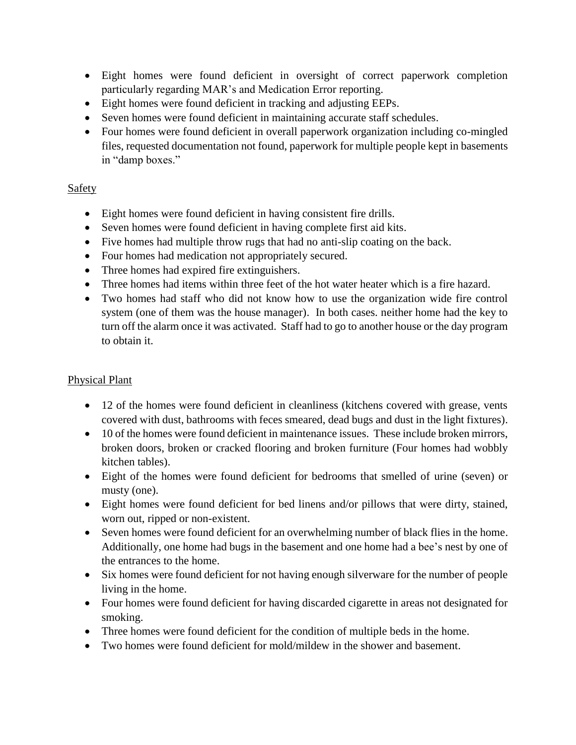- Eight homes were found deficient in oversight of correct paperwork completion particularly regarding MAR's and Medication Error reporting.
- Eight homes were found deficient in tracking and adjusting EEPs.
- Seven homes were found deficient in maintaining accurate staff schedules.
- Four homes were found deficient in overall paperwork organization including co-mingled files, requested documentation not found, paperwork for multiple people kept in basements in "damp boxes."

<u>Safety</u>

- Eight homes were found deficient in having consistent fire drills.
- Seven homes were found deficient in having complete first aid kits.
- Five homes had multiple throw rugs that had no anti-slip coating on the back.
- Four homes had medication not appropriately secured.
- Three homes had expired fire extinguishers.
- Three homes had items within three feet of the hot water heater which is a fire hazard.
- Two homes had staff who did not know how to use the organization wide fire control system (one of them was the house manager). In both cases. neither home had the key to turn off the alarm once it was activated. Staff had to go to another house or the day program to obtain it.

<u>Physical Plant</u>

- 12 of the homes were found deficient in cleanliness (kitchens covered with grease, vents covered with dust, bathrooms with feces smeared, dead bugs and dust in the light fixtures).
- 10 of the homes were found deficient in maintenance issues. These include broken mirrors, broken doors, broken or cracked flooring and broken furniture (Four homes had wobbly kitchen tables).
- Eight of the homes were found deficient for bedrooms that smelled of urine (seven) or musty (one).
- Eight homes were found deficient for bed linens and/or pillows that were dirty, stained, worn out, ripped or non-existent.
- Seven homes were found deficient for an overwhelming number of black flies in the home. Additionally, one home had bugs in the basement and one home had a bee's nest by one of the entrances to the home.
- Six homes were found deficient for not having enough silverware for the number of people living in the home.
- Four homes were found deficient for having discarded cigarette in areas not designated for smoking.
- Three homes were found deficient for the condition of multiple beds in the home.
- Two homes were found deficient for mold/mildew in the shower and basement.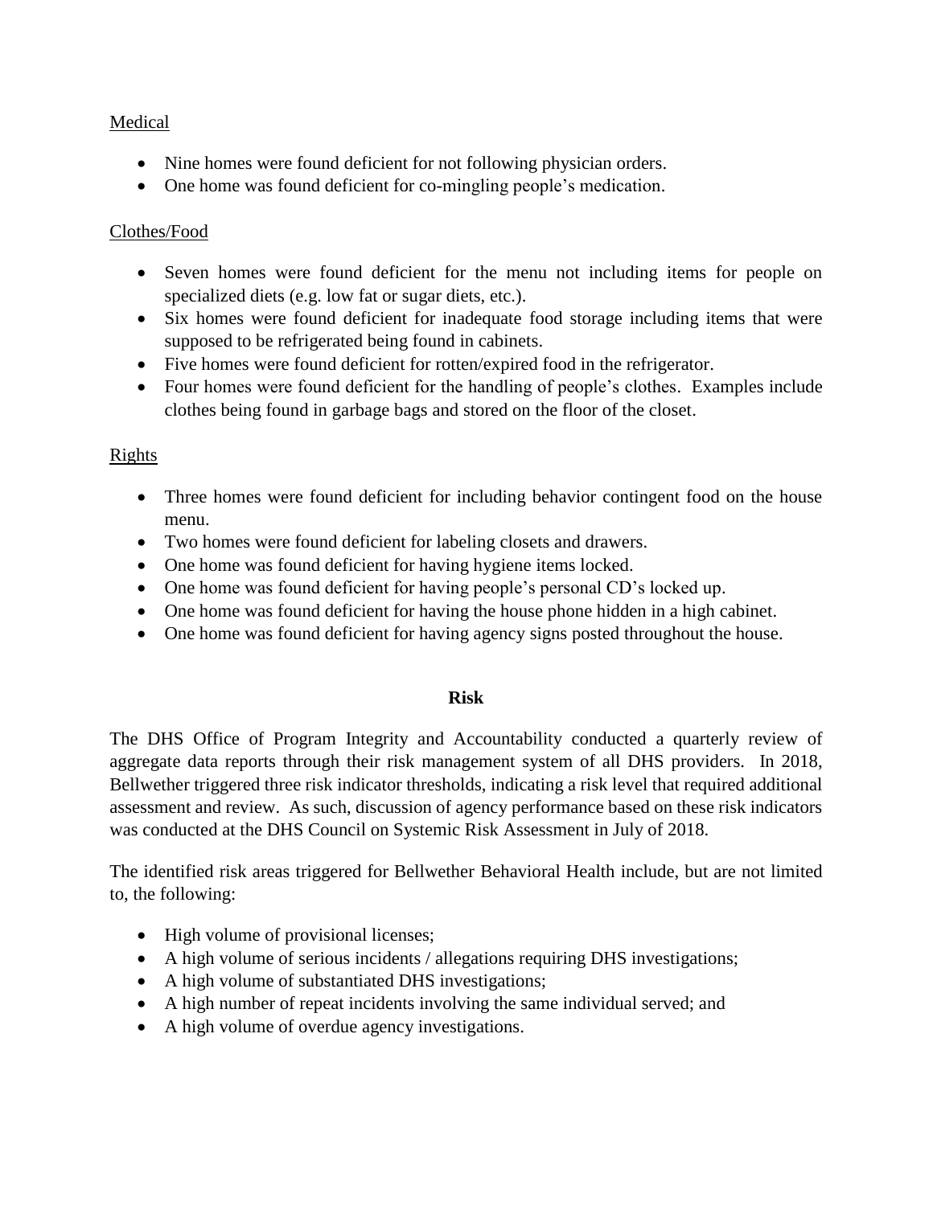Medical

- Nine homes were found deficient for not following physician orders.
- One home was found deficient for co-mingling people's medication.

Clothes/Food

- Seven homes were found deficient for the menu not including items for people on specialized diets (e.g. low fat or sugar diets, etc.).
- Six homes were found deficient for inadequate food storage including items that were supposed to be refrigerated being found in cabinets.
- Five homes were found deficient for rotten/expired food in the refrigerator.
- Four homes were found deficient for the handling of people's clothes. Examples include clothes being found in garbage bags and stored on the floor of the closet.

Rights

- Three homes were found deficient for including behavior contingent food on the house menu.
- Two homes were found deficient for labeling closets and drawers.
- One home was found deficient for having hygiene items locked.
- One home was found deficient for having people's personal CD's locked up.
- One home was found deficient for having the house phone hidden in a high cabinet.
- One home was found deficient for having agency signs posted throughout the house.

## Risk

The DHS Office of Program Integrity and Accountability conducted a quarterly review of aggregate data reports through their risk management system of all DHS providers. In 2018, Bellwether triggered three risk indicator thresholds, indicating a risk level that required additional assessment and review. As such, discussion of agency performance based on these risk indicators was conducted at the DHS Council on Systemic Risk Assessment in July of 2018.

The identified risk areas triggered for Bellwether Behavioral Health include, but are not limited to, the following:

- High volume of provisional licenses;
- A high volume of serious incidents / allegations requiring DHS investigations;
- A high volume of substantiated DHS investigations;
- A high number of repeat incidents involving the same individual served; and
- A high volume of overdue agency investigations.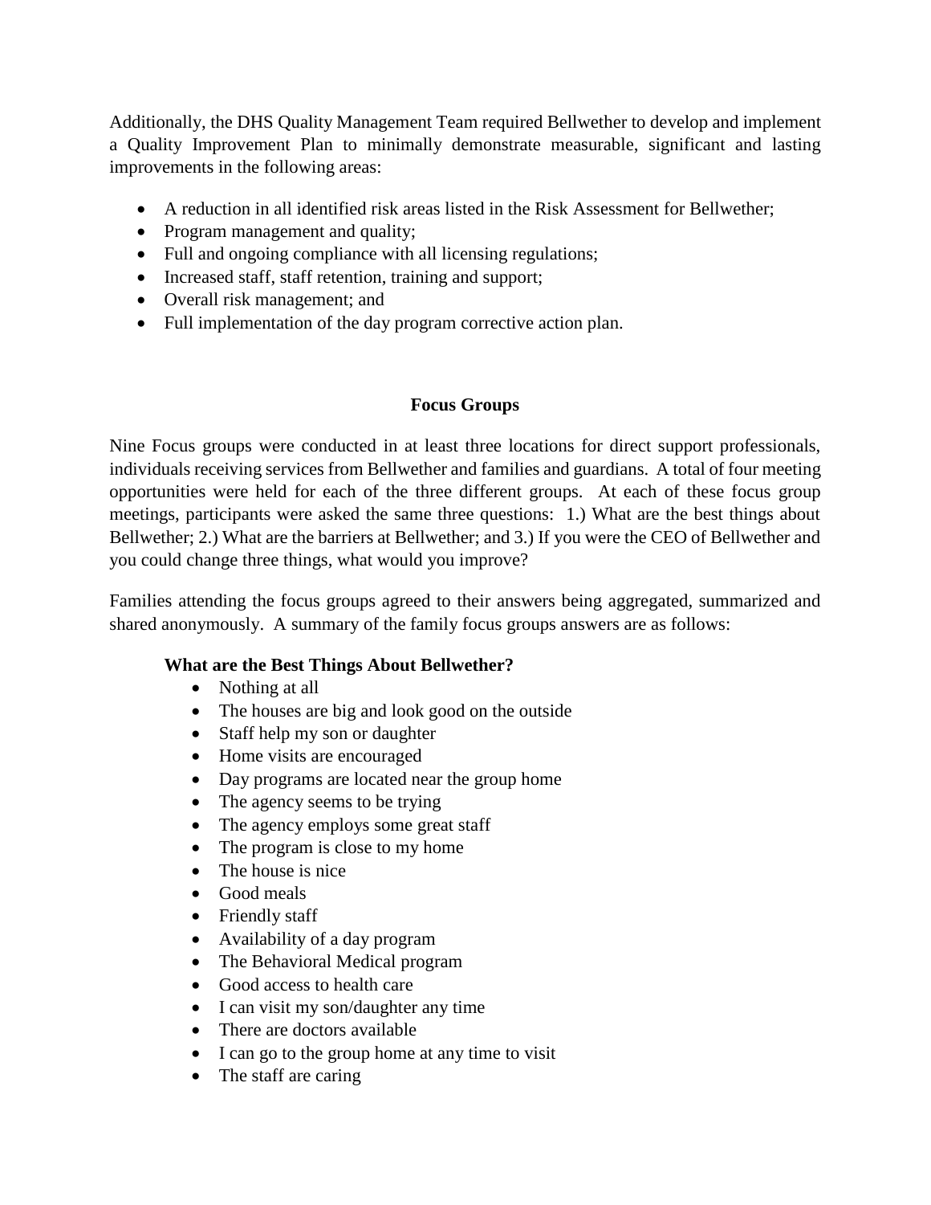Additionally, the DHS Quality Management Team required Bellwether to develop and implement a Quality Improvement Plan to minimally demonstrate measurable, significant and lasting improvements in the following areas:

- A reduction in all identified risk areas listed in the Risk Assessment for Bellwether;
- Program management and quality;
- Full and ongoing compliance with all licensing regulations;
- Increased staff, staff retention, training and support;
- Overall risk management; and
- Full implementation of the day program corrective action plan.

## Focus Groups

Nine Focus groups were conducted in at least three locations for direct support professionals, individuals receiving services from Bellwether and families and guardians. A total of four meeting opportunities were held for each of the three different groups. At each of these focus group meetings, participants were asked the same three questions: 1.) What are the best things about Bellwether; 2.) What are the barriers at Bellwether; and 3.) If you were the CEO of Bellwether and you could change three things, what would you improve?

Families attending the focus groups agreed to their answers being aggregated, summarized and shared anonymously. A summary of the family focus groups answers are as follows:

**What are the Best Things About Bellwether?**

- Nothing at all
- The houses are big and look good on the outside
- Staff help my son or daughter
- Home visits are encouraged
- Day programs are located near the group home
- The agency seems to be trying
- The agency employs some great staff
- The program is close to my home
- The house is nice
- Good meals
- Friendly staff
- Availability of a day program
- The Behavioral Medical program
- Good access to health care
- I can visit my son/daughter any time
- There are doctors available
- I can go to the group home at any time to visit
- The staff are caring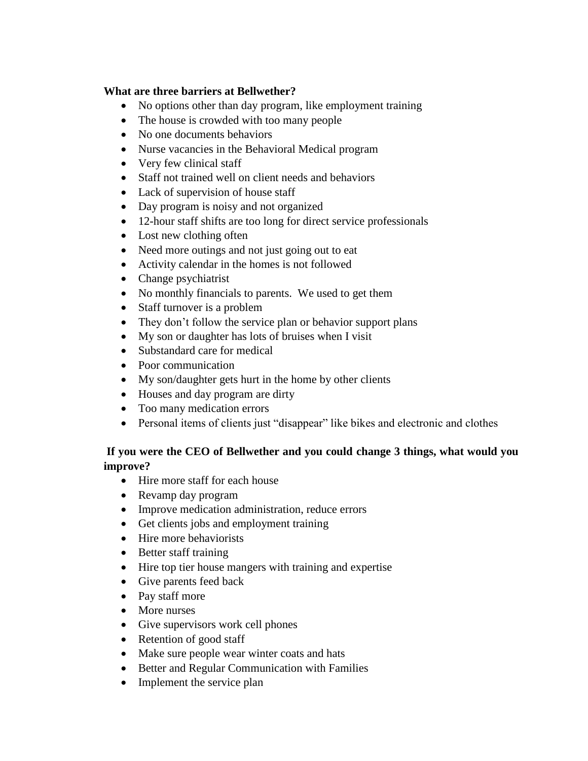**What are three barriers at Bellwether?**

- No options other than day program, like employment training
- The house is crowded with too many people
- No one documents behaviors
- Nurse vacancies in the Behavioral Medical program
- Very few clinical staff
- Staff not trained well on client needs and behaviors
- Lack of supervision of house staff
- Day program is noisy and not organized
- 12-hour staff shifts are too long for direct service professionals
- Lost new clothing often
- Need more outings and not just going out to eat
- Activity calendar in the homes is not followed
- Change psychiatrist
- No monthly financials to parents. We used to get them
- Staff turnover is a problem
- They don't follow the service plan or behavior support plans
- My son or daughter has lots of bruises when I visit
- Substandard care for medical
- Poor communication
- My son/daughter gets hurt in the home by other clients
- Houses and day program are dirty
- Too many medication errors
- Personal items of clients just "disappear" like bikes and electronic and clothes

**If you were the CEO of Bellwether and you could change 3 things, what would you improve?**

- Hire more staff for each house
- Revamp day program
- Improve medication administration, reduce errors
- Get clients jobs and employment training
- Hire more behaviorists
- Better staff training
- Hire top tier house mangers with training and expertise
- Give parents feed back
- Pay staff more
- More nurses
- Give supervisors work cell phones
- Retention of good staff
- Make sure people wear winter coats and hats
- Better and Regular Communication with Families
- Implement the service plan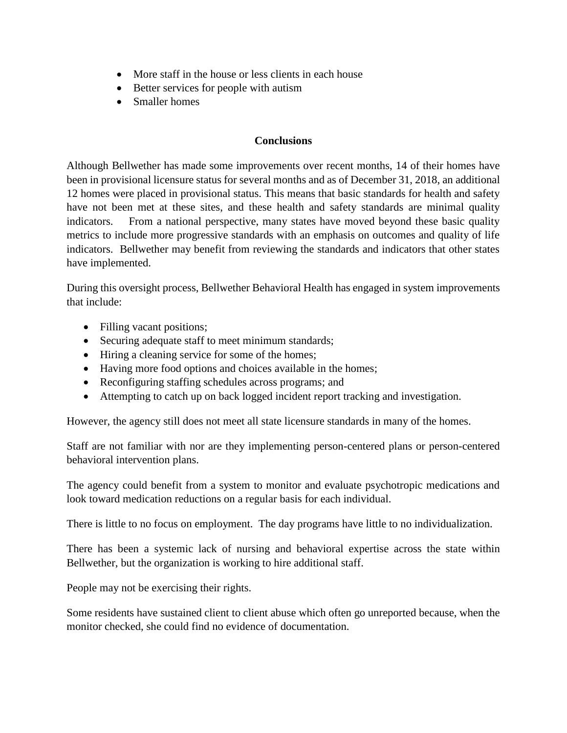- More staff in the house or less clients in each house
- Better services for people with autism
- Smaller homes

## Conclusions

Although Bellwether has made some improvements over recent months, 14 of their homes have been in provisional licensure status for several months and as of December 31, 2018, an additional 12 homes were placed in provisional status. This means that basic standards for health and safety have not been met at these sites, and these health and safety standards are minimal quality indicators. From a national perspective, many states have moved beyond these basic quality metrics to include more progressive standards with an emphasis on outcomes and quality of life indicators. Bellwether may benefit from reviewing the standards and indicators that other states have implemented.

During this oversight process, Bellwether Behavioral Health has engaged in system improvements that include:

- Filling vacant positions;
- Securing adequate staff to meet minimum standards;
- Hiring a cleaning service for some of the homes;
- Having more food options and choices available in the homes;
- Reconfiguring staffing schedules across programs; and
- Attempting to catch up on back logged incident report tracking and investigation.

However, the agency still does not meet all state licensure standards in many of the homes.

Staff are not familiar with nor are they implementing person-centered plans or person-centered behavioral intervention plans.

The agency could benefit from a system to monitor and evaluate psychotropic medications and look toward medication reductions on a regular basis for each individual.

There is little to no focus on employment. The day programs have little to no individualization.

There has been a systemic lack of nursing and behavioral expertise across the state within Bellwether, but the organization is working to hire additional staff.

People may not be exercising their rights.

Some residents have sustained client to client abuse which often go unreported because, when the monitor checked, she could find no evidence of documentation.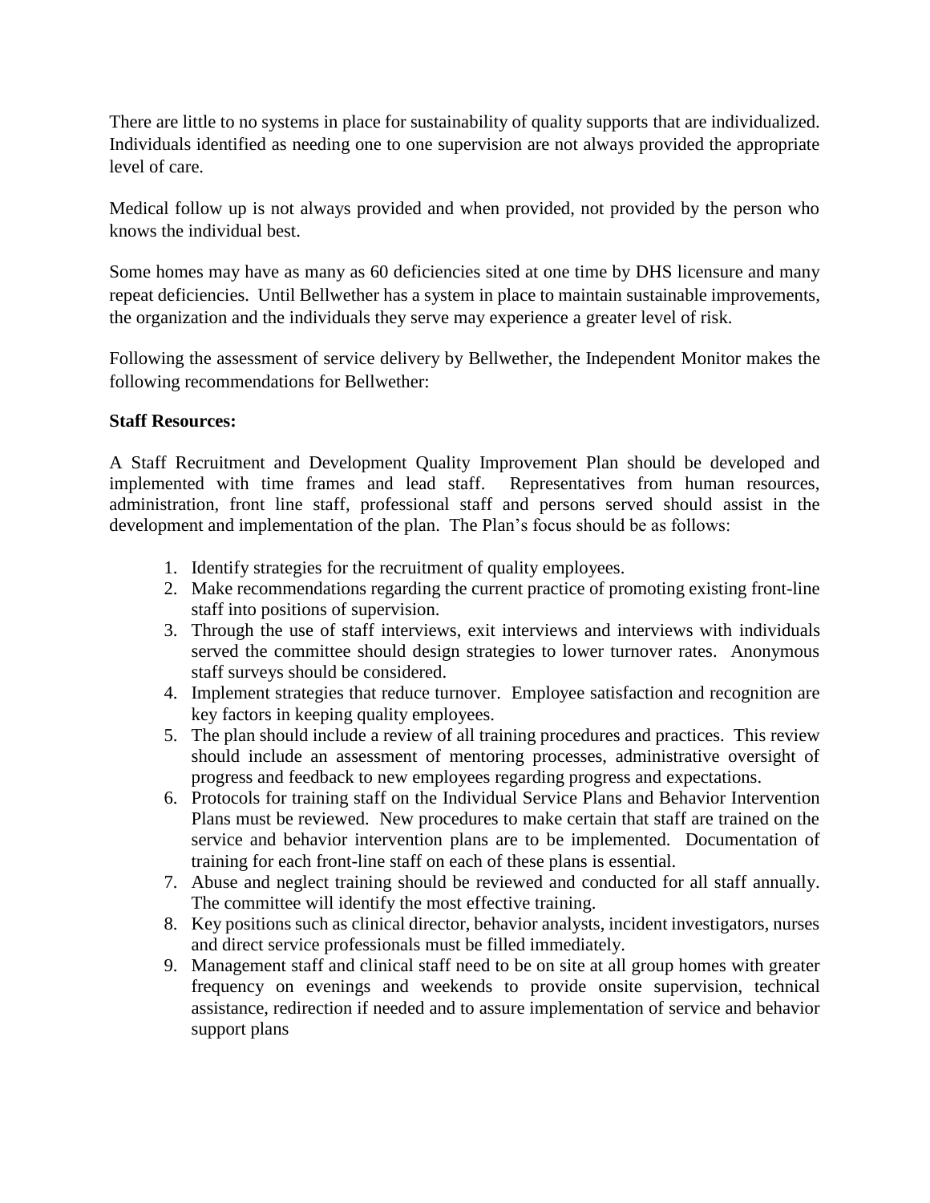There are little to no systems in place for sustainability of quality supports that are individualized. Individuals identified as needing one to one supervision are not always provided the appropriate level of care.

Medical follow up is not always provided and when provided, not provided by the person who knows the individual best.

Some homes may have as many as 60 deficiencies sited at one time by DHS licensure and many repeat deficiencies. Until Bellwether has a system in place to maintain sustainable improvements, the organization and the individuals they serve may experience a greater level of risk.

Following the assessment of service delivery by Bellwether, the Independent Monitor makes the following recommendations for Bellwether:

**Staff Resources:**

A Staff Recruitment and Development Quality Improvement Plan should be developed and implemented with time frames and lead staff. Representatives from human resources, administration, front line staff, professional staff and persons served should assist in the development and implementation of the plan. The Plan's focus should be as follows:

1. Identify strategies for the recruitment of quality employees.
2. Make recommendations regarding the current practice of promoting existing front-line staff into positions of supervision.
3. Through the use of staff interviews, exit interviews and interviews with individuals served the committee should design strategies to lower turnover rates. Anonymous staff surveys should be considered.
4. Implement strategies that reduce turnover. Employee satisfaction and recognition are key factors in keeping quality employees.
5. The plan should include a review of all training procedures and practices. This review should include an assessment of mentoring processes, administrative oversight of progress and feedback to new employees regarding progress and expectations.
6. Protocols for training staff on the Individual Service Plans and Behavior Intervention Plans must be reviewed. New procedures to make certain that staff are trained on the service and behavior intervention plans are to be implemented. Documentation of training for each front-line staff on each of these plans is essential.
7. Abuse and neglect training should be reviewed and conducted for all staff annually. The committee will identify the most effective training.
8. Key positions such as clinical director, behavior analysts, incident investigators, nurses and direct service professionals must be filled immediately.
9. Management staff and clinical staff need to be on site at all group homes with greater frequency on evenings and weekends to provide onsite supervision, technical assistance, redirection if needed and to assure implementation of service and behavior support plans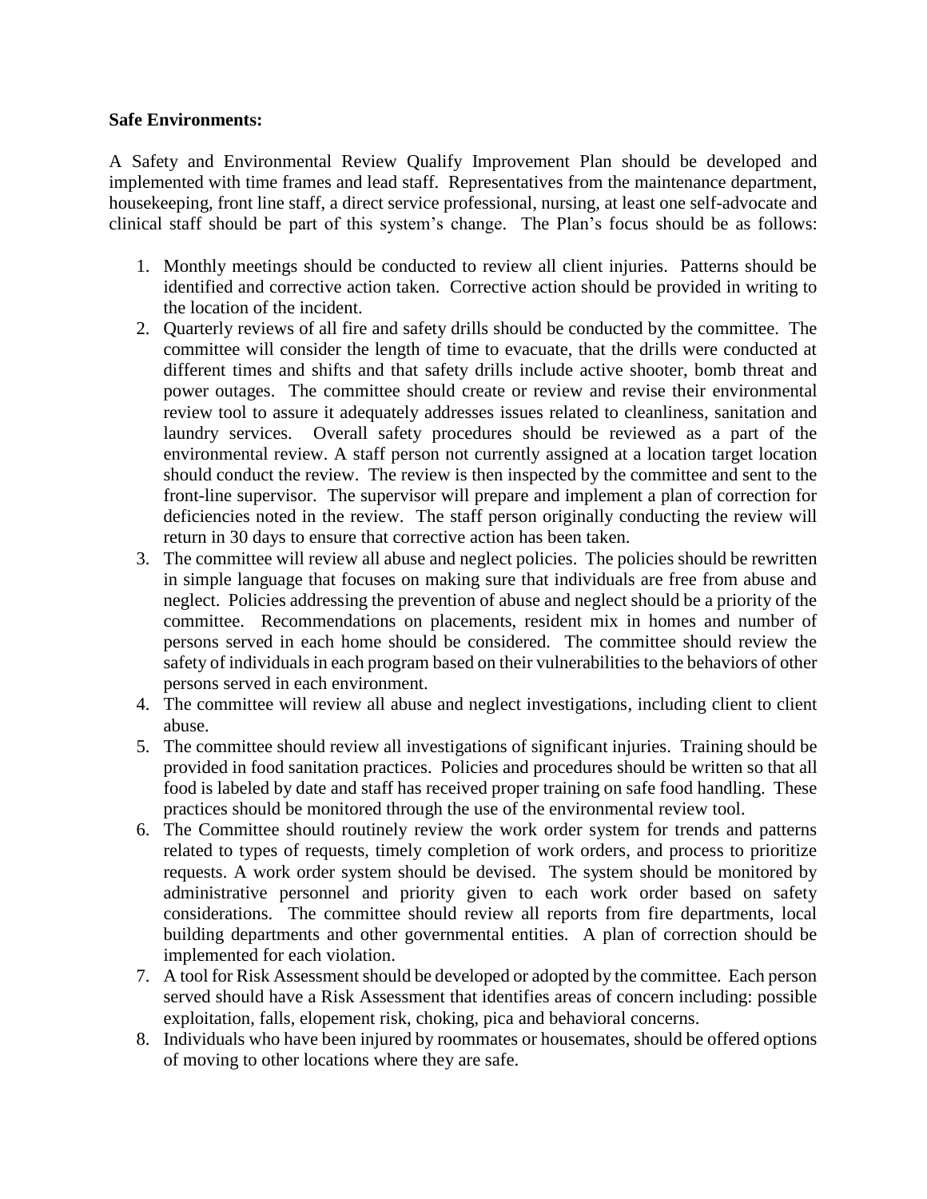**Safe Environments:**

A Safety and Environmental Review Qualify Improvement Plan should be developed and implemented with time frames and lead staff. Representatives from the maintenance department, housekeeping, front line staff, a direct service professional, nursing, at least one self-advocate and clinical staff should be part of this system's change. The Plan's focus should be as follows:

1. Monthly meetings should be conducted to review all client injuries. Patterns should be identified and corrective action taken. Corrective action should be provided in writing to the location of the incident.
2. Quarterly reviews of all fire and safety drills should be conducted by the committee. The committee will consider the length of time to evacuate, that the drills were conducted at different times and shifts and that safety drills include active shooter, bomb threat and power outages. The committee should create or review and revise their environmental review tool to assure it adequately addresses issues related to cleanliness, sanitation and laundry services. Overall safety procedures should be reviewed as a part of the environmental review. A staff person not currently assigned at a location target location should conduct the review. The review is then inspected by the committee and sent to the front-line supervisor. The supervisor will prepare and implement a plan of correction for deficiencies noted in the review. The staff person originally conducting the review will return in 30 days to ensure that corrective action has been taken.
3. The committee will review all abuse and neglect policies. The policies should be rewritten in simple language that focuses on making sure that individuals are free from abuse and neglect. Policies addressing the prevention of abuse and neglect should be a priority of the committee. Recommendations on placements, resident mix in homes and number of persons served in each home should be considered. The committee should review the safety of individuals in each program based on their vulnerabilities to the behaviors of other persons served in each environment.
4. The committee will review all abuse and neglect investigations, including client to client abuse.
5. The committee should review all investigations of significant injuries. Training should be provided in food sanitation practices. Policies and procedures should be written so that all food is labeled by date and staff has received proper training on safe food handling. These practices should be monitored through the use of the environmental review tool.
6. The Committee should routinely review the work order system for trends and patterns related to types of requests, timely completion of work orders, and process to prioritize requests. A work order system should be devised. The system should be monitored by administrative personnel and priority given to each work order based on safety considerations. The committee should review all reports from fire departments, local building departments and other governmental entities. A plan of correction should be implemented for each violation.
7. A tool for Risk Assessment should be developed or adopted by the committee. Each person served should have a Risk Assessment that identifies areas of concern including: possible exploitation, falls, elopement risk, choking, pica and behavioral concerns.
8. Individuals who have been injured by roommates or housemates, should be offered options of moving to other locations where they are safe.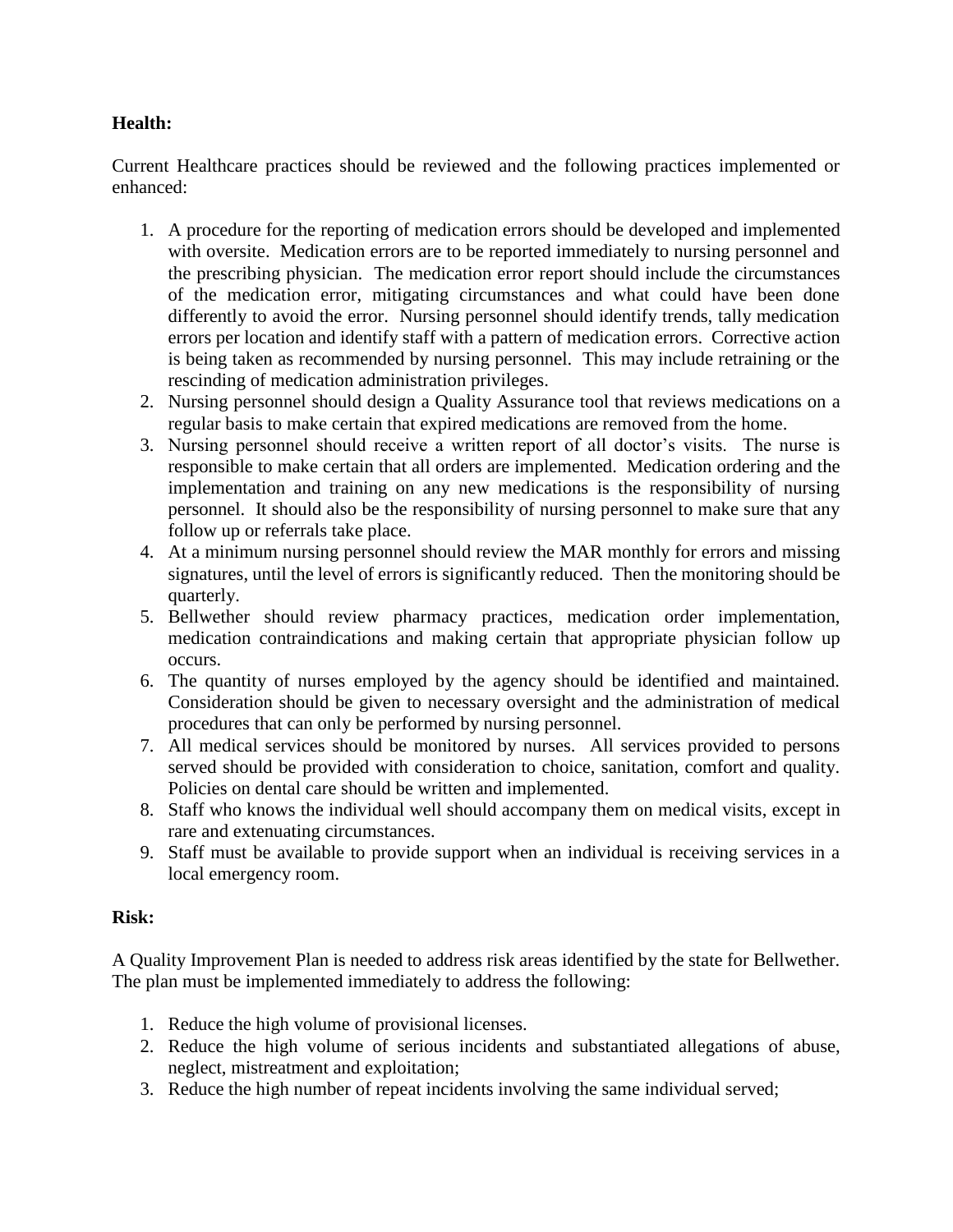**Health:**

Current Healthcare practices should be reviewed and the following practices implemented or enhanced:

1. A procedure for the reporting of medication errors should be developed and implemented with oversite. Medication errors are to be reported immediately to nursing personnel and the prescribing physician. The medication error report should include the circumstances of the medication error, mitigating circumstances and what could have been done differently to avoid the error. Nursing personnel should identify trends, tally medication errors per location and identify staff with a pattern of medication errors. Corrective action is being taken as recommended by nursing personnel. This may include retraining or the rescinding of medication administration privileges.
2. Nursing personnel should design a Quality Assurance tool that reviews medications on a regular basis to make certain that expired medications are removed from the home.
3. Nursing personnel should receive a written report of all doctor's visits. The nurse is responsible to make certain that all orders are implemented. Medication ordering and the implementation and training on any new medications is the responsibility of nursing personnel. It should also be the responsibility of nursing personnel to make sure that any follow up or referrals take place.
4. At a minimum nursing personnel should review the MAR monthly for errors and missing signatures, until the level of errors is significantly reduced. Then the monitoring should be quarterly.
5. Bellwether should review pharmacy practices, medication order implementation, medication contraindications and making certain that appropriate physician follow up occurs.
6. The quantity of nurses employed by the agency should be identified and maintained. Consideration should be given to necessary oversight and the administration of medical procedures that can only be performed by nursing personnel.
7. All medical services should be monitored by nurses. All services provided to persons served should be provided with consideration to choice, sanitation, comfort and quality. Policies on dental care should be written and implemented.
8. Staff who knows the individual well should accompany them on medical visits, except in rare and extenuating circumstances.
9. Staff must be available to provide support when an individual is receiving services in a local emergency room.

**Risk:**

A Quality Improvement Plan is needed to address risk areas identified by the state for Bellwether. The plan must be implemented immediately to address the following:

1. Reduce the high volume of provisional licenses.
2. Reduce the high volume of serious incidents and substantiated allegations of abuse, neglect, mistreatment and exploitation;
3. Reduce the high number of repeat incidents involving the same individual served;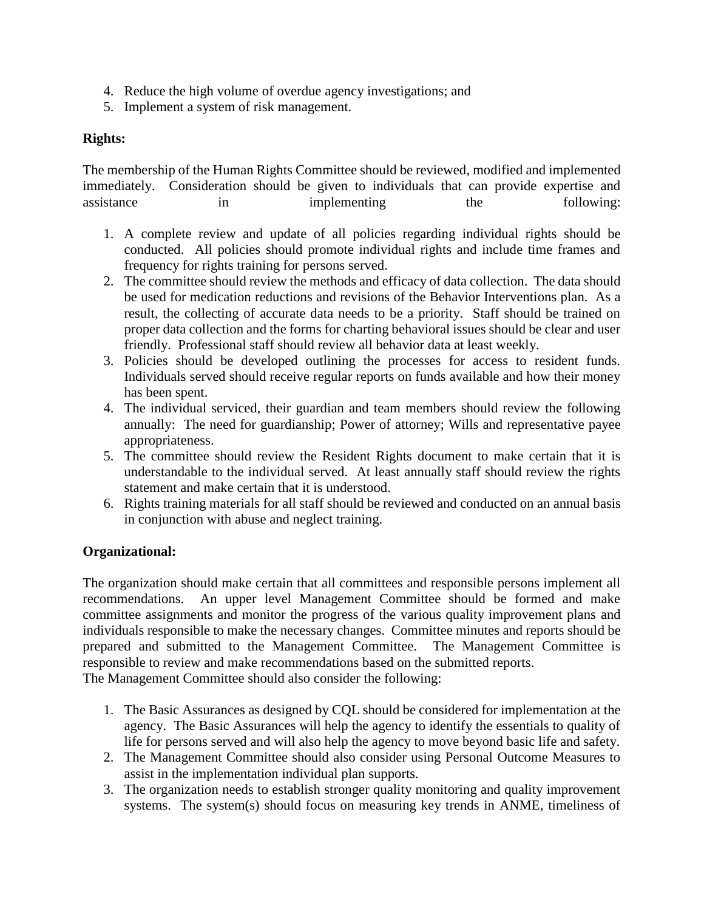4. Reduce the high volume of overdue agency investigations; and
5. Implement a system of risk management.

**Rights:**

The membership of the Human Rights Committee should be reviewed, modified and implemented immediately. Consideration should be given to individuals that can provide expertise and assistance in implementing the following:

1. A complete review and update of all policies regarding individual rights should be conducted. All policies should promote individual rights and include time frames and frequency for rights training for persons served.
2. The committee should review the methods and efficacy of data collection. The data should be used for medication reductions and revisions of the Behavior Interventions plan. As a result, the collecting of accurate data needs to be a priority. Staff should be trained on proper data collection and the forms for charting behavioral issues should be clear and user friendly. Professional staff should review all behavior data at least weekly.
3. Policies should be developed outlining the processes for access to resident funds. Individuals served should receive regular reports on funds available and how their money has been spent.
4. The individual serviced, their guardian and team members should review the following annually: The need for guardianship; Power of attorney; Wills and representative payee appropriateness.
5. The committee should review the Resident Rights document to make certain that it is understandable to the individual served. At least annually staff should review the rights statement and make certain that it is understood.
6. Rights training materials for all staff should be reviewed and conducted on an annual basis in conjunction with abuse and neglect training.

**Organizational:**

The organization should make certain that all committees and responsible persons implement all recommendations. An upper level Management Committee should be formed and make committee assignments and monitor the progress of the various quality improvement plans and individuals responsible to make the necessary changes. Committee minutes and reports should be prepared and submitted to the Management Committee. The Management Committee is responsible to review and make recommendations based on the submitted reports.
The Management Committee should also consider the following:

1. The Basic Assurances as designed by CQL should be considered for implementation at the agency. The Basic Assurances will help the agency to identify the essentials to quality of life for persons served and will also help the agency to move beyond basic life and safety.
2. The Management Committee should also consider using Personal Outcome Measures to assist in the implementation individual plan supports.
3. The organization needs to establish stronger quality monitoring and quality improvement systems. The system(s) should focus on measuring key trends in ANME, timeliness of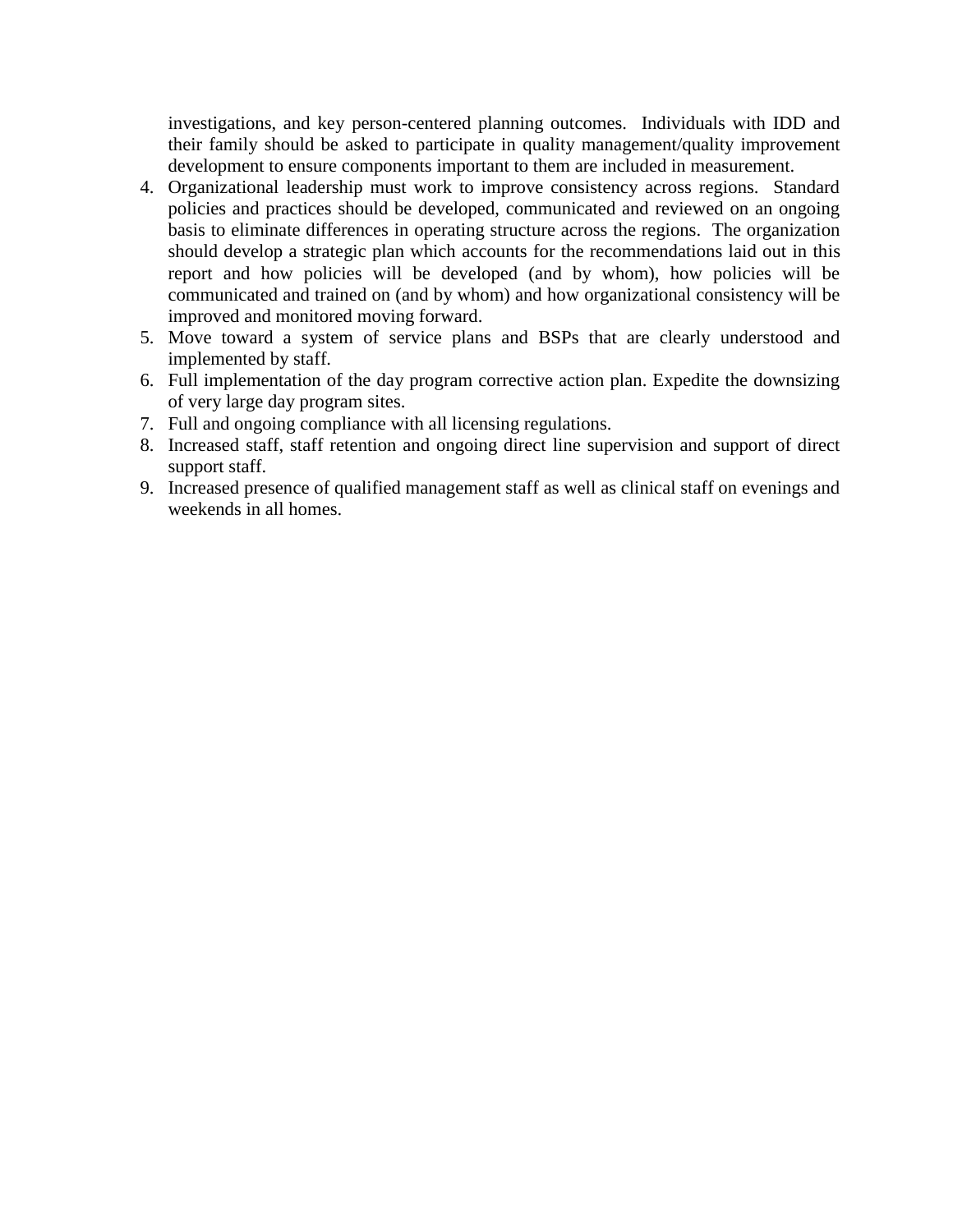investigations, and key person-centered planning outcomes. Individuals with IDD and their family should be asked to participate in quality management/quality improvement development to ensure components important to them are included in measurement.

4. Organizational leadership must work to improve consistency across regions. Standard policies and practices should be developed, communicated and reviewed on an ongoing basis to eliminate differences in operating structure across the regions. The organization should develop a strategic plan which accounts for the recommendations laid out in this report and how policies will be developed (and by whom), how policies will be communicated and trained on (and by whom) and how organizational consistency will be improved and monitored moving forward.
5. Move toward a system of service plans and BSPs that are clearly understood and implemented by staff.
6. Full implementation of the day program corrective action plan. Expedite the downsizing of very large day program sites.
7. Full and ongoing compliance with all licensing regulations.
8. Increased staff, staff retention and ongoing direct line supervision and support of direct support staff.
9. Increased presence of qualified management staff as well as clinical staff on evenings and weekends in all homes.